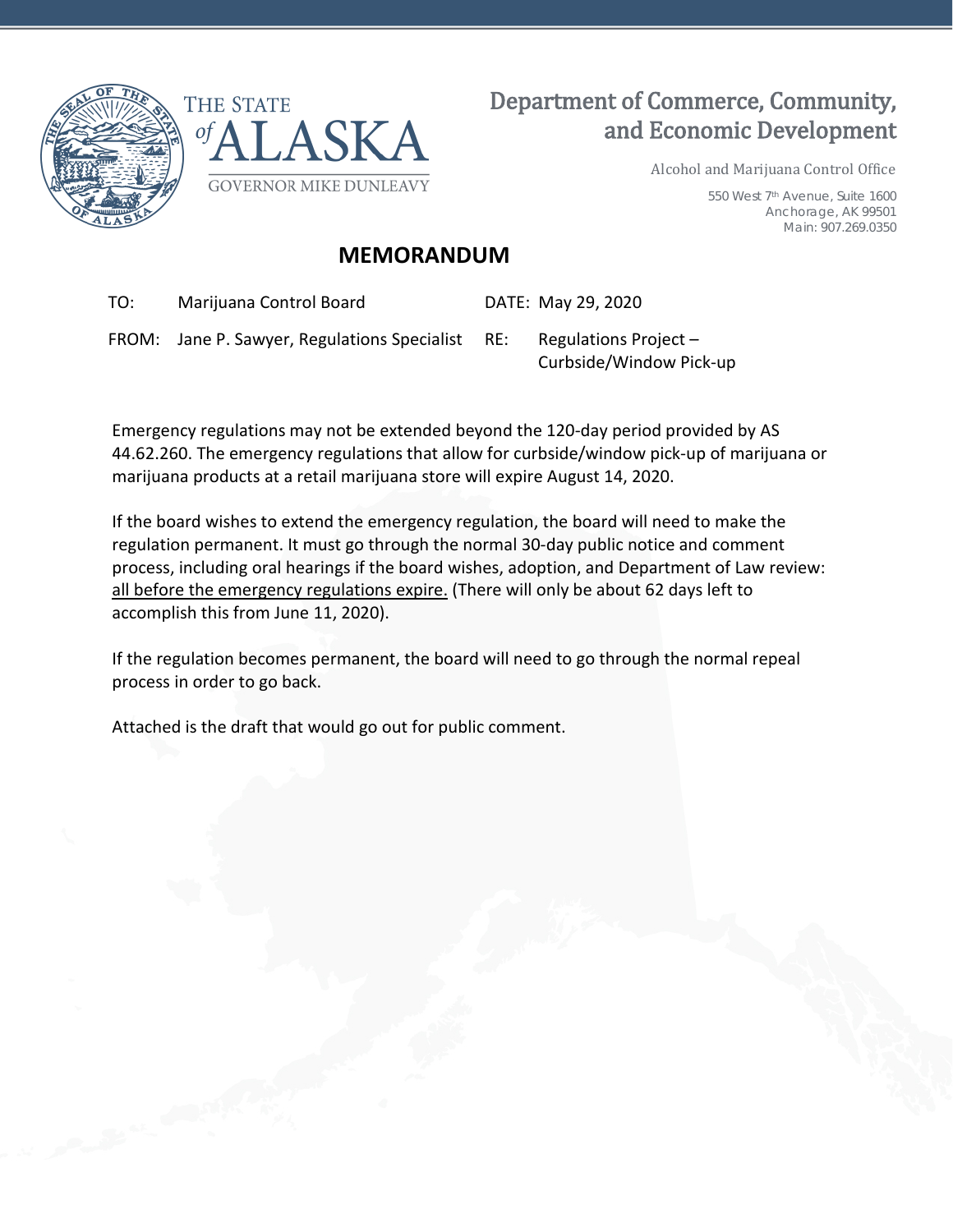THE STATE of ALASKA

GOVERNOR MIKE DUNLEAVY

# Department of Commerce, Community, and Economic Development

Alcohol and Marijuana Control Office

550 West 7th Avenue, Suite 1600
Anchorage, AK 99501
Main: 907.269.0350

## MEMORANDUM

TO: Marijuana Control Board

DATE: May 29, 2020

FROM: Jane P. Sawyer, Regulations Specialist

RE: Regulations Project – Curbside/Window Pick-up

Emergency regulations may not be extended beyond the 120-day period provided by AS 44.62.260. The emergency regulations that allow for curbside/window pick-up of marijuana or marijuana products at a retail marijuana store will expire August 14, 2020.

If the board wishes to extend the emergency regulation, the board will need to make the regulation permanent. It must go through the normal 30-day public notice and comment process, including oral hearings if the board wishes, adoption, and Department of Law review: <u>all before the emergency regulations expire.</u> (There will only be about 62 days left to accomplish this from June 11, 2020).

If the regulation becomes permanent, the board will need to go through the normal repeal process in order to go back.

Attached is the draft that would go out for public comment.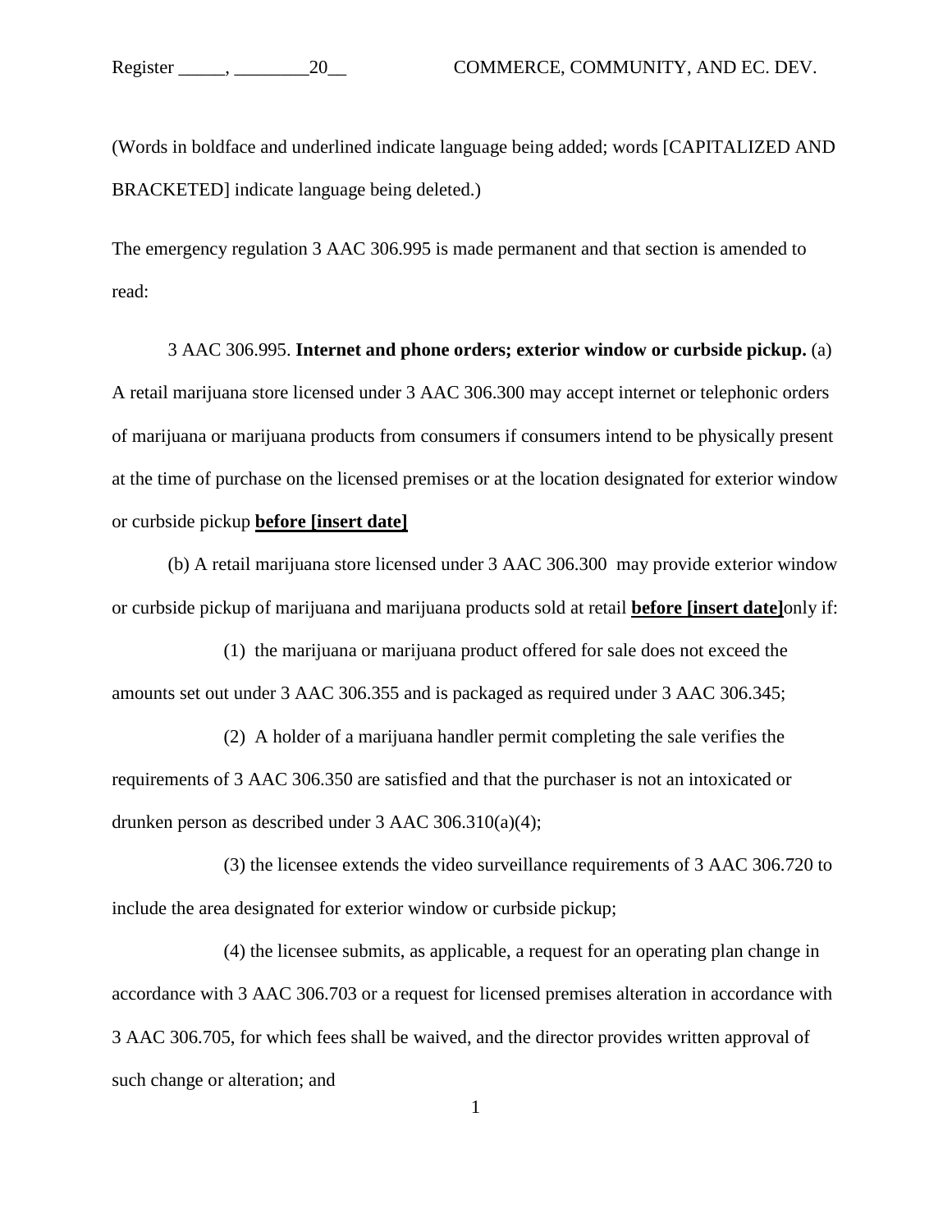(Words in boldface and underlined indicate language being added; words [CAPITALIZED AND BRACKETED] indicate language being deleted.)

The emergency regulation 3 AAC 306.995 is made permanent and that section is amended to read:

3 AAC 306.995. **Internet and phone orders; exterior window or curbside pickup.** (a) A retail marijuana store licensed under 3 AAC 306.300 may accept internet or telephonic orders of marijuana or marijuana products from consumers if consumers intend to be physically present at the time of purchase on the licensed premises or at the location designated for exterior window or curbside pickup <u>**before [insert date]**</u>

(b) A retail marijuana store licensed under 3 AAC 306.300 may provide exterior window or curbside pickup of marijuana and marijuana products sold at retail <u>**before [insert date]**</u>only if:

(1) the marijuana or marijuana product offered for sale does not exceed the amounts set out under 3 AAC 306.355 and is packaged as required under 3 AAC 306.345;

(2) A holder of a marijuana handler permit completing the sale verifies the requirements of 3 AAC 306.350 are satisfied and that the purchaser is not an intoxicated or drunken person as described under 3 AAC 306.310(a)(4);

(3) the licensee extends the video surveillance requirements of 3 AAC 306.720 to include the area designated for exterior window or curbside pickup;

(4) the licensee submits, as applicable, a request for an operating plan change in accordance with 3 AAC 306.703 or a request for licensed premises alteration in accordance with 3 AAC 306.705, for which fees shall be waived, and the director provides written approval of such change or alteration; and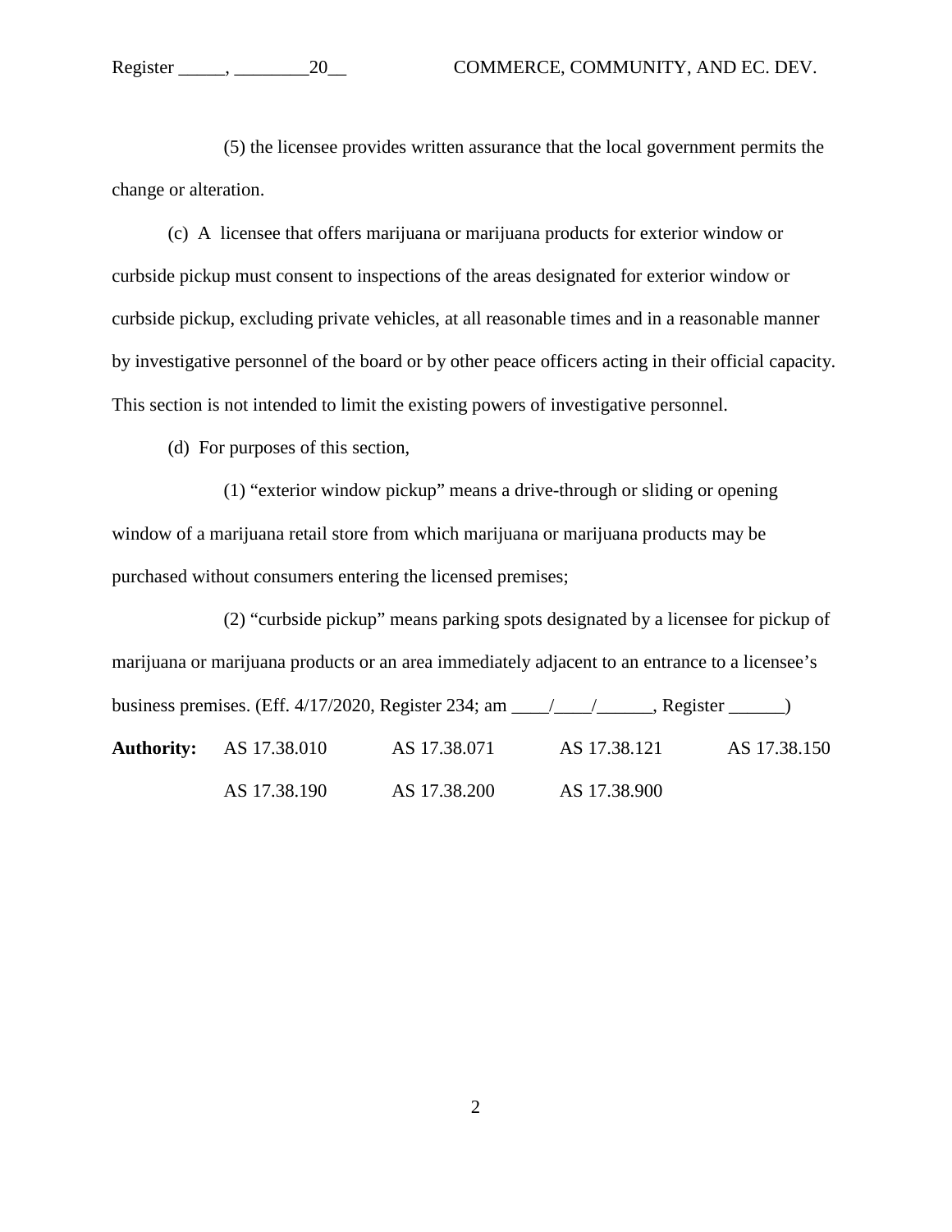(5) the licensee provides written assurance that the local government permits the change or alteration.

(c) A licensee that offers marijuana or marijuana products for exterior window or curbside pickup must consent to inspections of the areas designated for exterior window or curbside pickup, excluding private vehicles, at all reasonable times and in a reasonable manner by investigative personnel of the board or by other peace officers acting in their official capacity. This section is not intended to limit the existing powers of investigative personnel.

(d) For purposes of this section,

(1) "exterior window pickup" means a drive-through or sliding or opening window of a marijuana retail store from which marijuana or marijuana products may be purchased without consumers entering the licensed premises;

(2) "curbside pickup" means parking spots designated by a licensee for pickup of marijuana or marijuana products or an area immediately adjacent to an entrance to a licensee's business premises. (Eff. 4/17/2020, Register 234; am ____/____/______, Register ______)

| | | | | |
|---|---|---|---|---|
| **Authority:** | AS 17.38.010 | AS 17.38.071 | AS 17.38.121 | AS 17.38.150 |
| | AS 17.38.190 | AS 17.38.200 | AS 17.38.900 | |